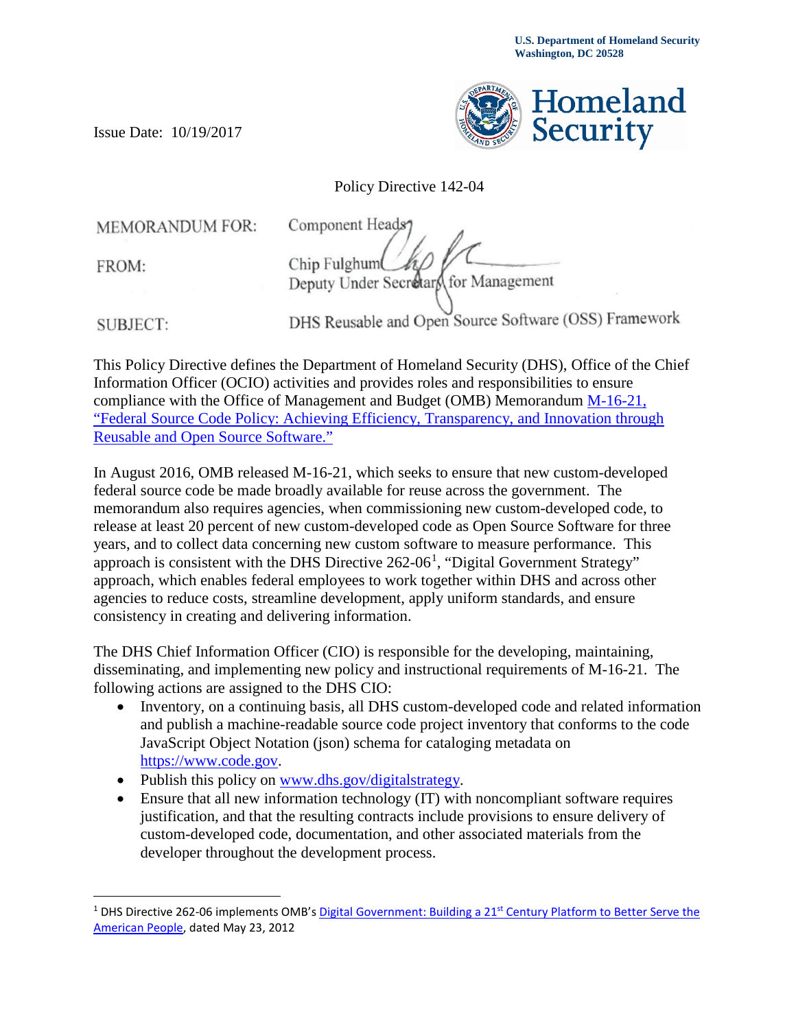U.S. Department of Homeland Security
Washington, DC 20528

Issue Date: 10/19/2017

Homeland Security

Policy Directive 142-04

MEMORANDUM FOR: Component Heads

FROM: Chip Fulghum
Deputy Under Secretary for Management

SUBJECT: DHS Reusable and Open Source Software (OSS) Framework

This Policy Directive defines the Department of Homeland Security (DHS), Office of the Chief Information Officer (OCIO) activities and provides roles and responsibilities to ensure compliance with the Office of Management and Budget (OMB) Memorandum [M-16-21, "Federal Source Code Policy: Achieving Efficiency, Transparency, and Innovation through Reusable and Open Source Software."]

In August 2016, OMB released M-16-21, which seeks to ensure that new custom-developed federal source code be made broadly available for reuse across the government. The memorandum also requires agencies, when commissioning new custom-developed code, to release at least 20 percent of new custom-developed code as Open Source Software for three years, and to collect data concerning new custom software to measure performance. This approach is consistent with the DHS Directive 262-06[1], "Digital Government Strategy" approach, which enables federal employees to work together within DHS and across other agencies to reduce costs, streamline development, apply uniform standards, and ensure consistency in creating and delivering information.

The DHS Chief Information Officer (CIO) is responsible for the developing, maintaining, disseminating, and implementing new policy and instructional requirements of M-16-21. The following actions are assigned to the DHS CIO:

- Inventory, on a continuing basis, all DHS custom-developed code and related information and publish a machine-readable source code project inventory that conforms to the code JavaScript Object Notation (json) schema for cataloging metadata on https://www.code.gov.
- Publish this policy on www.dhs.gov/digitalstrategy.
- Ensure that all new information technology (IT) with noncompliant software requires justification, and that the resulting contracts include provisions to ensure delivery of custom-developed code, documentation, and other associated materials from the developer throughout the development process.

---

[1] DHS Directive 262-06 implements OMB's Digital Government: Building a 21st Century Platform to Better Serve the American People, dated May 23, 2012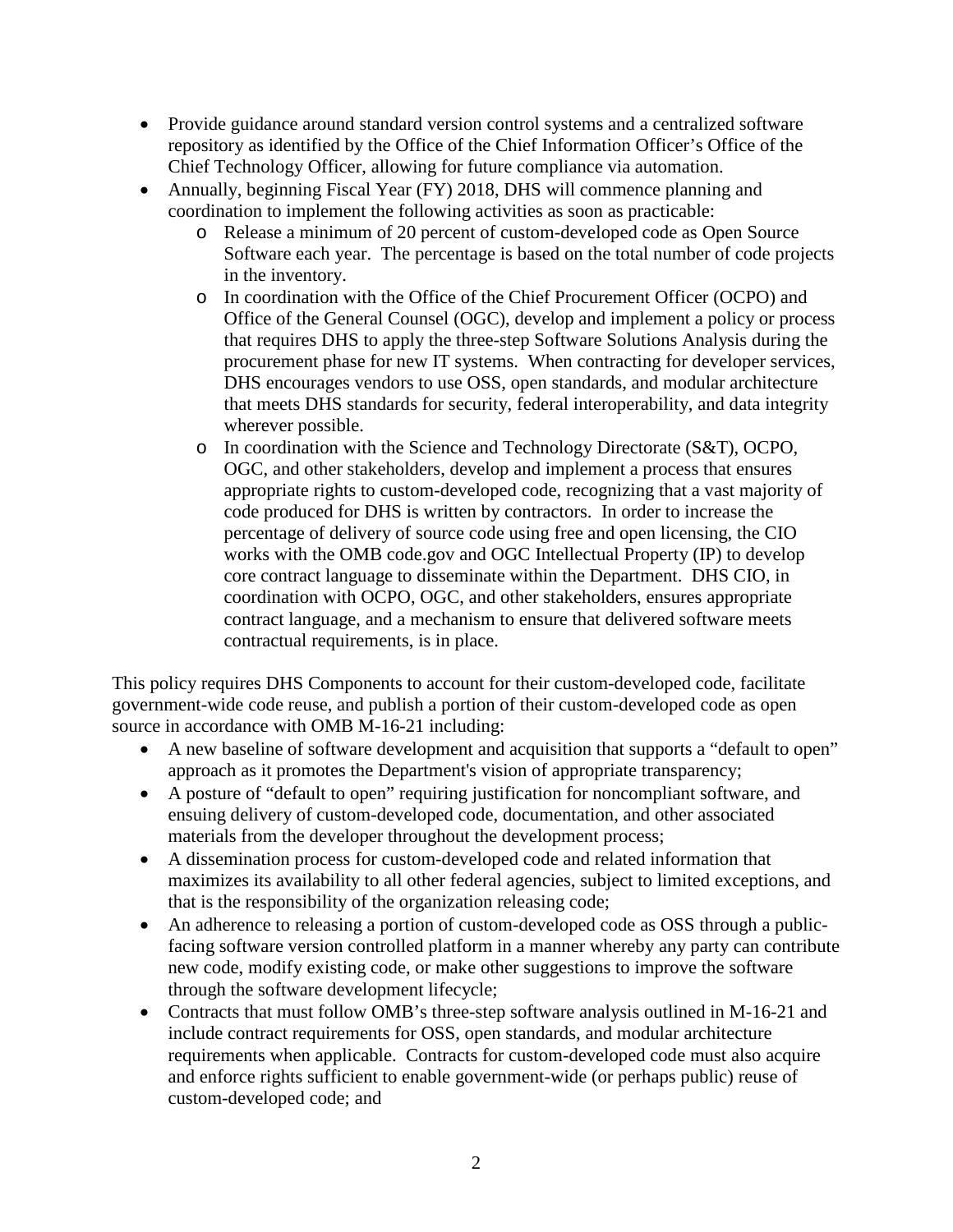- Provide guidance around standard version control systems and a centralized software repository as identified by the Office of the Chief Information Officer's Office of the Chief Technology Officer, allowing for future compliance via automation.
- Annually, beginning Fiscal Year (FY) 2018, DHS will commence planning and coordination to implement the following activities as soon as practicable:
  - Release a minimum of 20 percent of custom-developed code as Open Source Software each year. The percentage is based on the total number of code projects in the inventory.
  - In coordination with the Office of the Chief Procurement Officer (OCPO) and Office of the General Counsel (OGC), develop and implement a policy or process that requires DHS to apply the three-step Software Solutions Analysis during the procurement phase for new IT systems. When contracting for developer services, DHS encourages vendors to use OSS, open standards, and modular architecture that meets DHS standards for security, federal interoperability, and data integrity wherever possible.
  - In coordination with the Science and Technology Directorate (S&T), OCPO, OGC, and other stakeholders, develop and implement a process that ensures appropriate rights to custom-developed code, recognizing that a vast majority of code produced for DHS is written by contractors. In order to increase the percentage of delivery of source code using free and open licensing, the CIO works with the OMB code.gov and OGC Intellectual Property (IP) to develop core contract language to disseminate within the Department. DHS CIO, in coordination with OCPO, OGC, and other stakeholders, ensures appropriate contract language, and a mechanism to ensure that delivered software meets contractual requirements, is in place.

This policy requires DHS Components to account for their custom-developed code, facilitate government-wide code reuse, and publish a portion of their custom-developed code as open source in accordance with OMB M-16-21 including:

- A new baseline of software development and acquisition that supports a "default to open" approach as it promotes the Department's vision of appropriate transparency;
- A posture of "default to open" requiring justification for noncompliant software, and ensuing delivery of custom-developed code, documentation, and other associated materials from the developer throughout the development process;
- A dissemination process for custom-developed code and related information that maximizes its availability to all other federal agencies, subject to limited exceptions, and that is the responsibility of the organization releasing code;
- An adherence to releasing a portion of custom-developed code as OSS through a public-facing software version controlled platform in a manner whereby any party can contribute new code, modify existing code, or make other suggestions to improve the software through the software development lifecycle;
- Contracts that must follow OMB's three-step software analysis outlined in M-16-21 and include contract requirements for OSS, open standards, and modular architecture requirements when applicable. Contracts for custom-developed code must also acquire and enforce rights sufficient to enable government-wide (or perhaps public) reuse of custom-developed code; and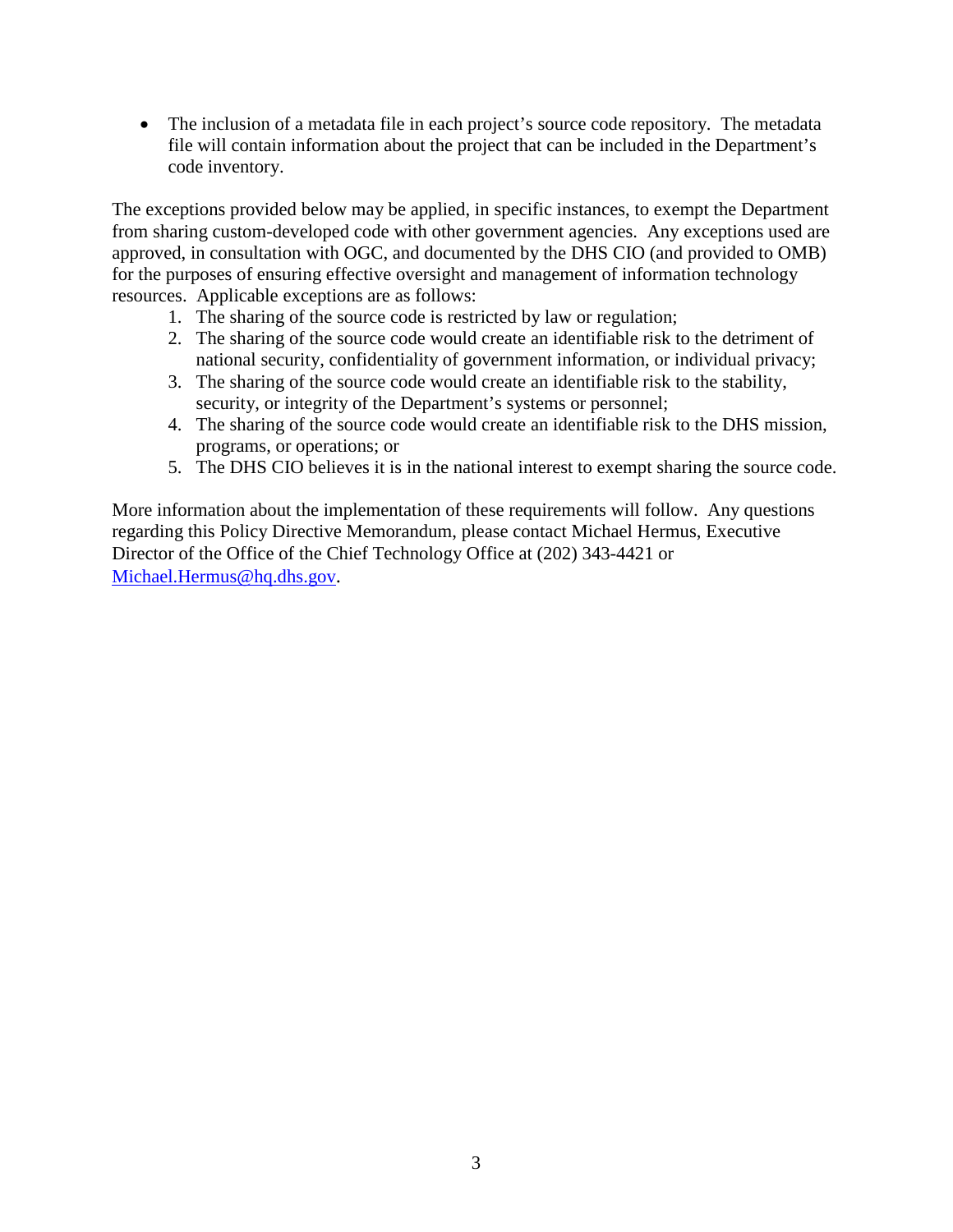- The inclusion of a metadata file in each project's source code repository. The metadata file will contain information about the project that can be included in the Department's code inventory.

The exceptions provided below may be applied, in specific instances, to exempt the Department from sharing custom-developed code with other government agencies. Any exceptions used are approved, in consultation with OGC, and documented by the DHS CIO (and provided to OMB) for the purposes of ensuring effective oversight and management of information technology resources. Applicable exceptions are as follows:

1. The sharing of the source code is restricted by law or regulation;
2. The sharing of the source code would create an identifiable risk to the detriment of national security, confidentiality of government information, or individual privacy;
3. The sharing of the source code would create an identifiable risk to the stability, security, or integrity of the Department's systems or personnel;
4. The sharing of the source code would create an identifiable risk to the DHS mission, programs, or operations; or
5. The DHS CIO believes it is in the national interest to exempt sharing the source code.

More information about the implementation of these requirements will follow. Any questions regarding this Policy Directive Memorandum, please contact Michael Hermus, Executive Director of the Office of the Chief Technology Office at (202) 343-4421 or Michael.Hermus@hq.dhs.gov.